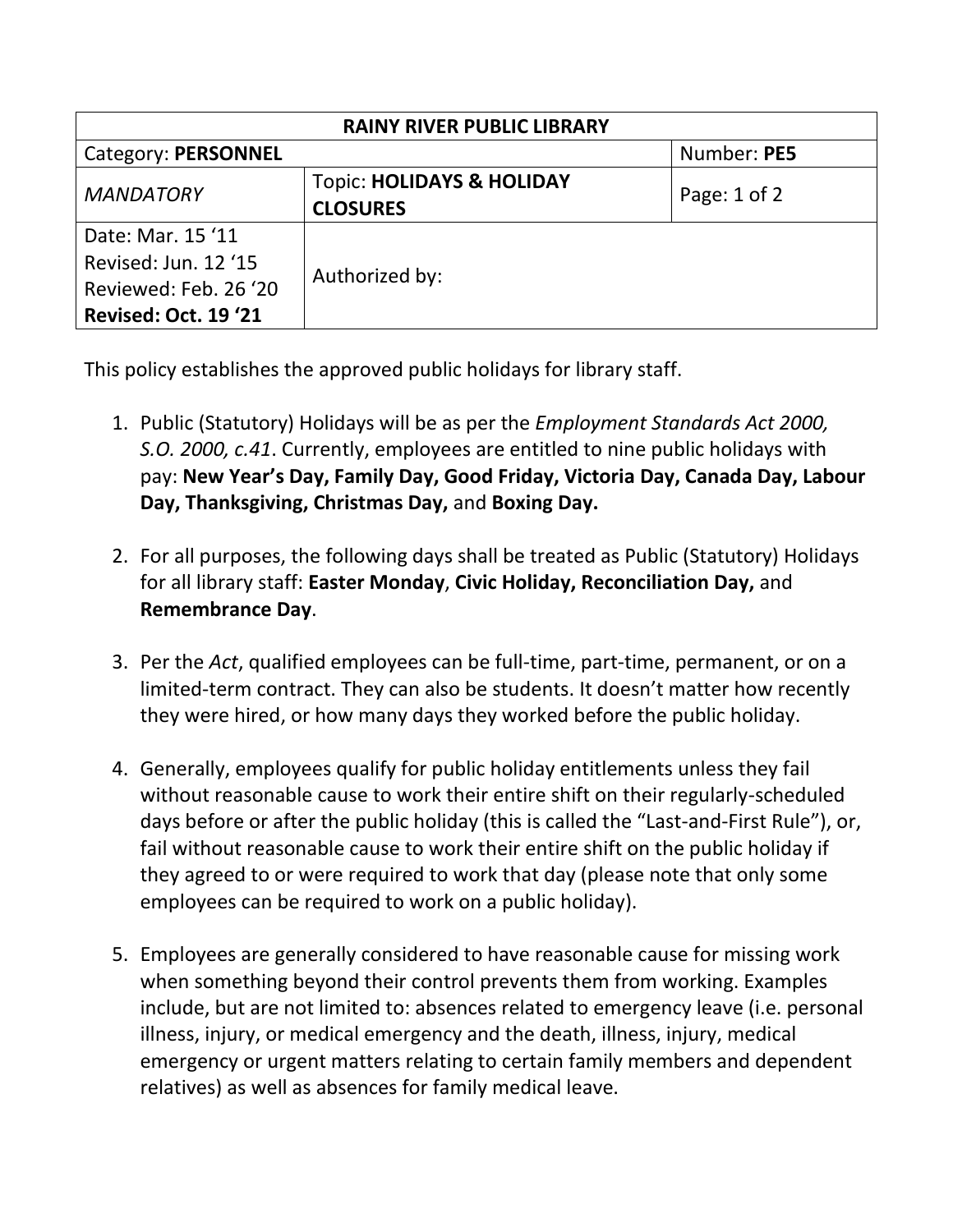| RAINY RIVER PUBLIC LIBRARY | | |
|---|---|---|
| Category: **PERSONNEL** | | Number: **PE5** |
| *MANDATORY* | Topic: **HOLIDAYS & HOLIDAY CLOSURES** | Page: 1 of 2 |
| Date: Mar. 15 '11<br>Revised: Jun. 12 '15<br>Reviewed: Feb. 26 '20<br>**Revised: Oct. 19 '21** | Authorized by: | |

This policy establishes the approved public holidays for library staff.

1. Public (Statutory) Holidays will be as per the *Employment Standards Act 2000, S.O. 2000, c.41*. Currently, employees are entitled to nine public holidays with pay: **New Year's Day, Family Day, Good Friday, Victoria Day, Canada Day, Labour Day, Thanksgiving, Christmas Day,** and **Boxing Day.**

2. For all purposes, the following days shall be treated as Public (Statutory) Holidays for all library staff: **Easter Monday**, **Civic Holiday, Reconciliation Day,** and **Remembrance Day**.

3. Per the *Act*, qualified employees can be full-time, part-time, permanent, or on a limited-term contract. They can also be students. It doesn't matter how recently they were hired, or how many days they worked before the public holiday.

4. Generally, employees qualify for public holiday entitlements unless they fail without reasonable cause to work their entire shift on their regularly-scheduled days before or after the public holiday (this is called the "Last-and-First Rule"), or, fail without reasonable cause to work their entire shift on the public holiday if they agreed to or were required to work that day (please note that only some employees can be required to work on a public holiday).

5. Employees are generally considered to have reasonable cause for missing work when something beyond their control prevents them from working. Examples include, but are not limited to: absences related to emergency leave (i.e. personal illness, injury, or medical emergency and the death, illness, injury, medical emergency or urgent matters relating to certain family members and dependent relatives) as well as absences for family medical leave.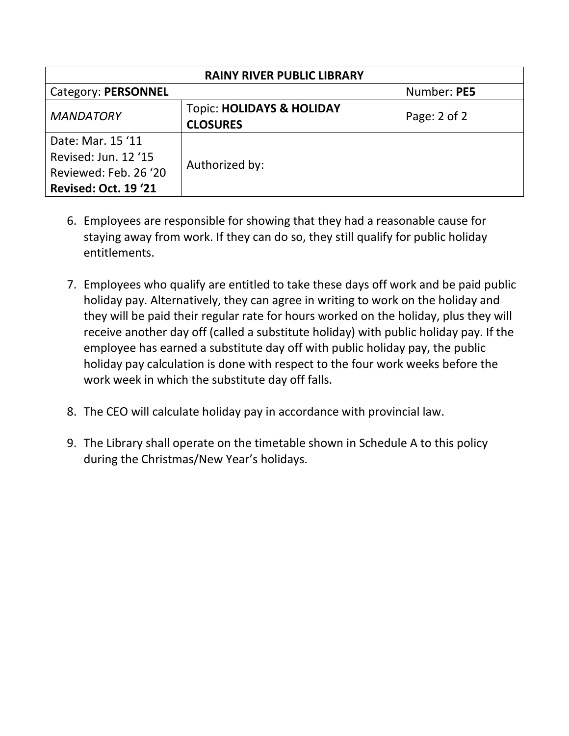| RAINY RIVER PUBLIC LIBRARY | | |
|---|---|---|
| Category: **PERSONNEL** | | Number: **PE5** |
| *MANDATORY* | Topic: **HOLIDAYS & HOLIDAY CLOSURES** | Page: 2 of 2 |
| Date: Mar. 15 '11<br>Revised: Jun. 12 '15<br>Reviewed: Feb. 26 '20<br>**Revised: Oct. 19 '21** | Authorized by: | |

6. Employees are responsible for showing that they had a reasonable cause for staying away from work. If they can do so, they still qualify for public holiday entitlements.

7. Employees who qualify are entitled to take these days off work and be paid public holiday pay. Alternatively, they can agree in writing to work on the holiday and they will be paid their regular rate for hours worked on the holiday, plus they will receive another day off (called a substitute holiday) with public holiday pay. If the employee has earned a substitute day off with public holiday pay, the public holiday pay calculation is done with respect to the four work weeks before the work week in which the substitute day off falls.

8. The CEO will calculate holiday pay in accordance with provincial law.

9. The Library shall operate on the timetable shown in Schedule A to this policy during the Christmas/New Year's holidays.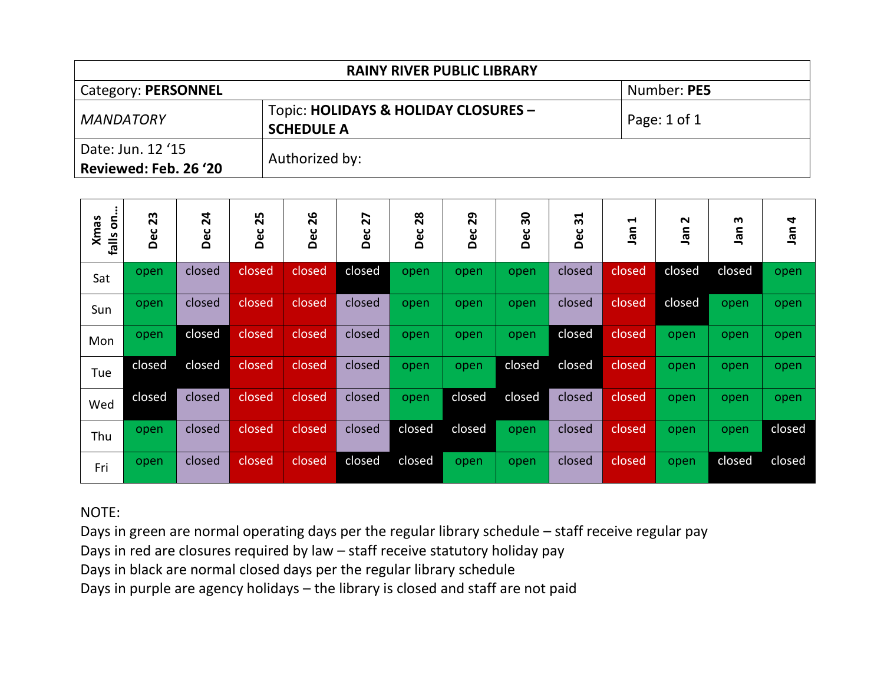| RAINY RIVER PUBLIC LIBRARY | | |
|---|---|---|
| Category: **PERSONNEL** | | Number: **PE5** |
| *MANDATORY* | Topic: **HOLIDAYS & HOLIDAY CLOSURES – SCHEDULE A** | Page: 1 of 1 |
| Date: Jun. 12 '15<br>**Reviewed: Feb. 26 '20** | Authorized by: | |

| Xmas falls on… | Dec 23 | Dec 24 | Dec 25 | Dec 26 | Dec 27 | Dec 28 | Dec 29 | Dec 30 | Dec 31 | Jan 1 | Jan 2 | Jan 3 | Jan 4 |
|---|---|---|---|---|---|---|---|---|---|---|---|---|---|
| Sat | open | closed | closed | closed | closed | open | open | open | closed | closed | closed | closed | open |
| Sun | open | closed | closed | closed | closed | open | open | open | closed | closed | closed | open | open |
| Mon | open | closed | closed | closed | closed | open | open | open | closed | closed | open | open | open |
| Tue | closed | closed | closed | closed | closed | open | open | closed | closed | closed | open | open | open |
| Wed | closed | closed | closed | closed | closed | open | closed | closed | closed | closed | open | open | open |
| Thu | open | closed | closed | closed | closed | closed | closed | open | closed | closed | open | open | closed |
| Fri | open | closed | closed | closed | closed | closed | open | open | closed | closed | open | closed | closed |

NOTE:
Days in green are normal operating days per the regular library schedule – staff receive regular pay
Days in red are closures required by law – staff receive statutory holiday pay
Days in black are normal closed days per the regular library schedule
Days in purple are agency holidays – the library is closed and staff are not paid